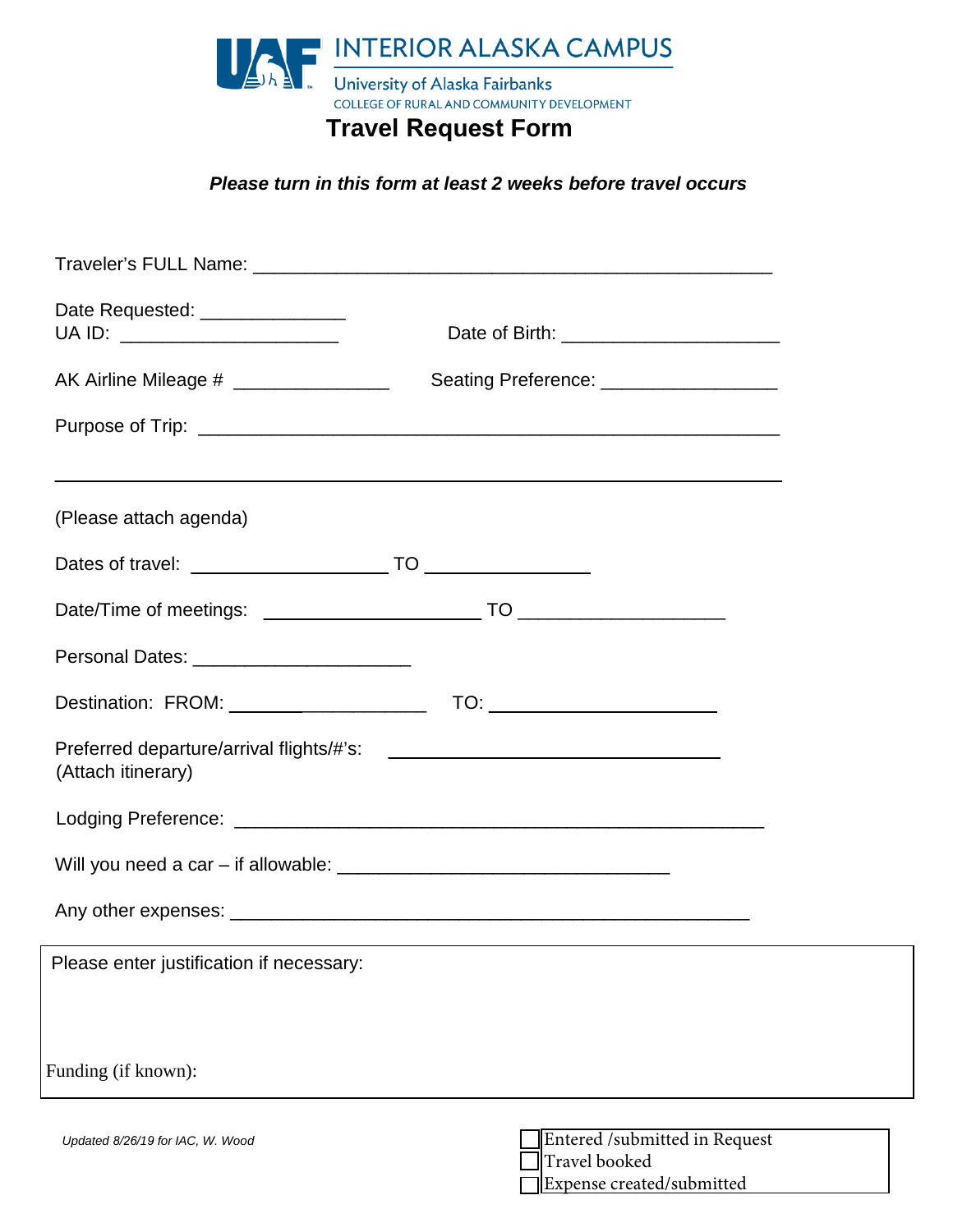INTERIOR ALASKA CAMPUS

University of Alaska Fairbanks

COLLEGE OF RURAL AND COMMUNITY DEVELOPMENT

# Travel Request Form

***Please turn in this form at least 2 weeks before travel occurs***

Traveler's FULL Name: ______________________________________________

Date Requested: _____________

UA ID: ____________________ Date of Birth: ____________________

AK Airline Mileage # _______________ Seating Preference: ________________

Purpose of Trip: ______________________________________________________

______________________________________________________________________

(Please attach agenda)

Dates of travel: __________________ TO ________________

Date/Time of meetings: ____________________ TO ___________________

Personal Dates: ____________________

Destination: FROM: __________________ TO: ____________________

Preferred departure/arrival flights/#'s: ______________________________
(Attach itinerary)

Lodging Preference: ________________________________________________

Will you need a car – if allowable: ______________________________

Any other expenses: _______________________________________________

Please enter justification if necessary:

Funding (if known):

*Updated 8/26/19 for IAC, W. Wood*

- [ ] Entered /submitted in Request
- [ ] Travel booked
- [ ] Expense created/submitted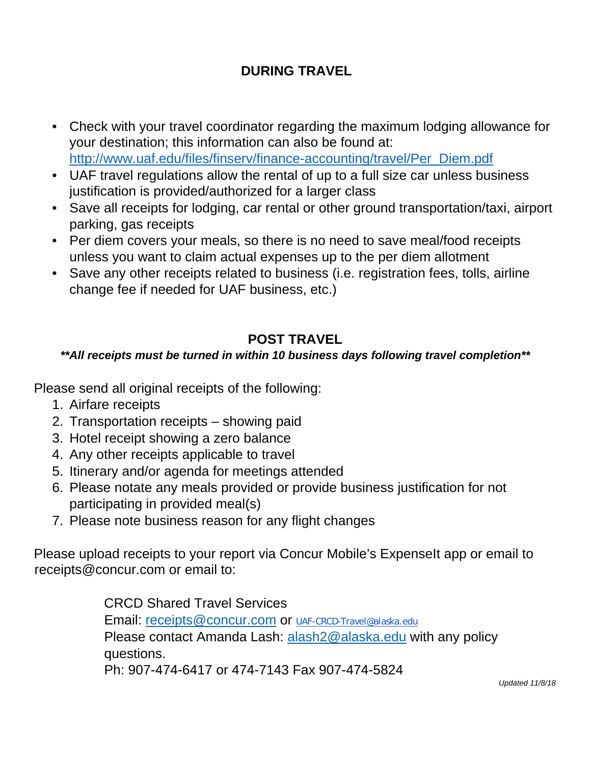## DURING TRAVEL

- Check with your travel coordinator regarding the maximum lodging allowance for your destination; this information can also be found at: http://www.uaf.edu/files/finserv/finance-accounting/travel/Per_Diem.pdf
- UAF travel regulations allow the rental of up to a full size car unless business justification is provided/authorized for a larger class
- Save all receipts for lodging, car rental or other ground transportation/taxi, airport parking, gas receipts
- Per diem covers your meals, so there is no need to save meal/food receipts unless you want to claim actual expenses up to the per diem allotment
- Save any other receipts related to business (i.e. registration fees, tolls, airline change fee if needed for UAF business, etc.)

## POST TRAVEL

***\*\*All receipts must be turned in within 10 business days following travel completion\*\****

Please send all original receipts of the following:

1. Airfare receipts
2. Transportation receipts – showing paid
3. Hotel receipt showing a zero balance
4. Any other receipts applicable to travel
5. Itinerary and/or agenda for meetings attended
6. Please notate any meals provided or provide business justification for not participating in provided meal(s)
7. Please note business reason for any flight changes

Please upload receipts to your report via Concur Mobile's ExpenseIt app or email to receipts@concur.com or email to:

> CRCD Shared Travel Services
> Email: receipts@concur.com or UAF-CRCD-Travel@alaska.edu
> Please contact Amanda Lash: alash2@alaska.edu with any policy questions.
> Ph: 907-474-6417 or 474-7143 Fax 907-474-5824

*Updated 11/8/18*